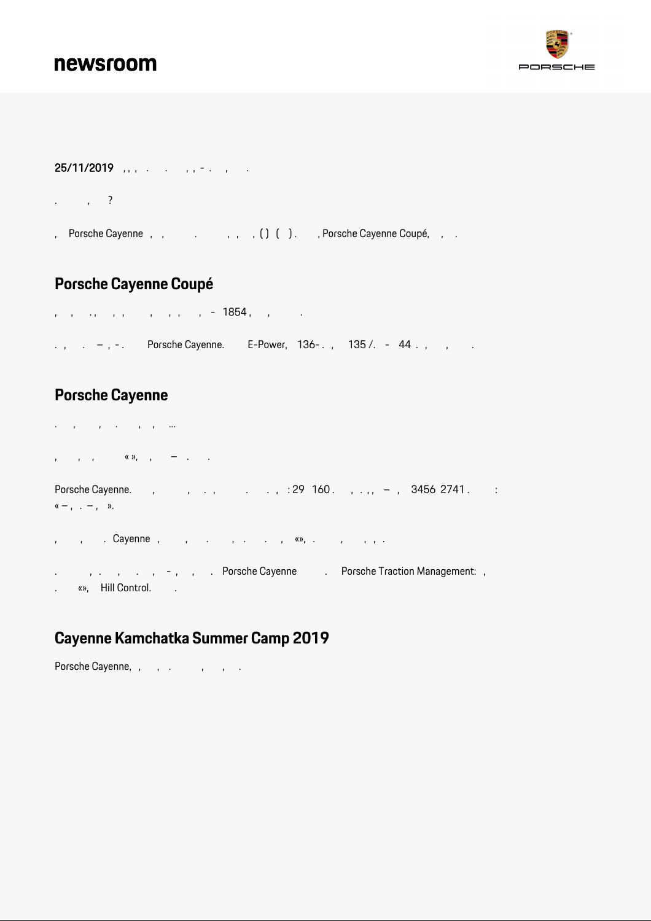**25/11/2019** , , , . . , , - . , .

. , ?

, Porsche Cayenne , , . , , , ( ) ( ) . , Porsche Cayenne Coupé, , .

## Porsche Cayenne Coupé

, , . , , , , , , , , - 1854 , , .

. , . – , - . Porsche Cayenne. E-Power, 136- . , 135 / . - 44 . , , .

## Porsche Cayenne

. , , . , , …

, , , « », , – . .

Porsche Cayenne. , , . , . . , : 29 160 . , . , , – , 3456 2741 . :
« – , . – , ».

, , . Cayenne , , . , . . , «», . , , , .

. , . , . , - , , . Porsche Cayenne . Porsche Traction Management: ,
. «», Hill Control. .

## Cayenne Kamchatka Summer Camp 2019

Porsche Cayenne, , , . , , .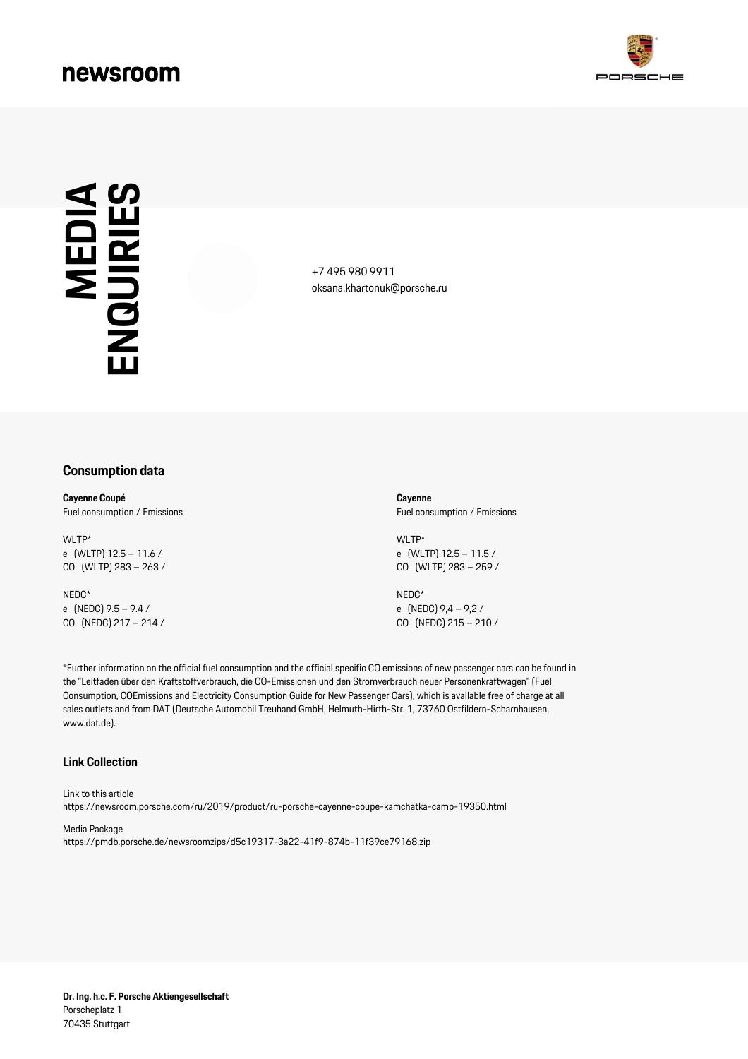## MEDIA ENQUIRIES

+7 495 980 9911
oksana.khartonuk@porsche.ru

## Consumption data

**Cayenne Coupé**
Fuel consumption / Emissions

WLTP*
e (WLTP) 12.5 – 11.6 /
CO (WLTP) 283 – 263 /

NEDC*
e (NEDC) 9.5 – 9.4 /
CO (NEDC) 217 – 214 /

**Cayenne**
Fuel consumption / Emissions

WLTP*
e (WLTP) 12.5 – 11.5 /
CO (WLTP) 283 – 259 /

NEDC*
e (NEDC) 9,4 – 9,2 /
CO (NEDC) 215 – 210 /

*Further information on the official fuel consumption and the official specific CO emissions of new passenger cars can be found in the "Leitfaden über den Kraftstoffverbrauch, die CO-Emissionen und den Stromverbrauch neuer Personenkraftwagen" (Fuel Consumption, COEmissions and Electricity Consumption Guide for New Passenger Cars), which is available free of charge at all sales outlets and from DAT (Deutsche Automobil Treuhand GmbH, Helmuth-Hirth-Str. 1, 73760 Ostfildern-Scharnhausen, www.dat.de).

## Link Collection

Link to this article
https://newsroom.porsche.com/ru/2019/product/ru-porsche-cayenne-coupe-kamchatka-camp-19350.html

Media Package
https://pmdb.porsche.de/newsroomzips/d5c19317-3a22-41f9-874b-11f39ce79168.zip

**Dr. Ing. h.c. F. Porsche Aktiengesellschaft**
Porscheplatz 1
70435 Stuttgart